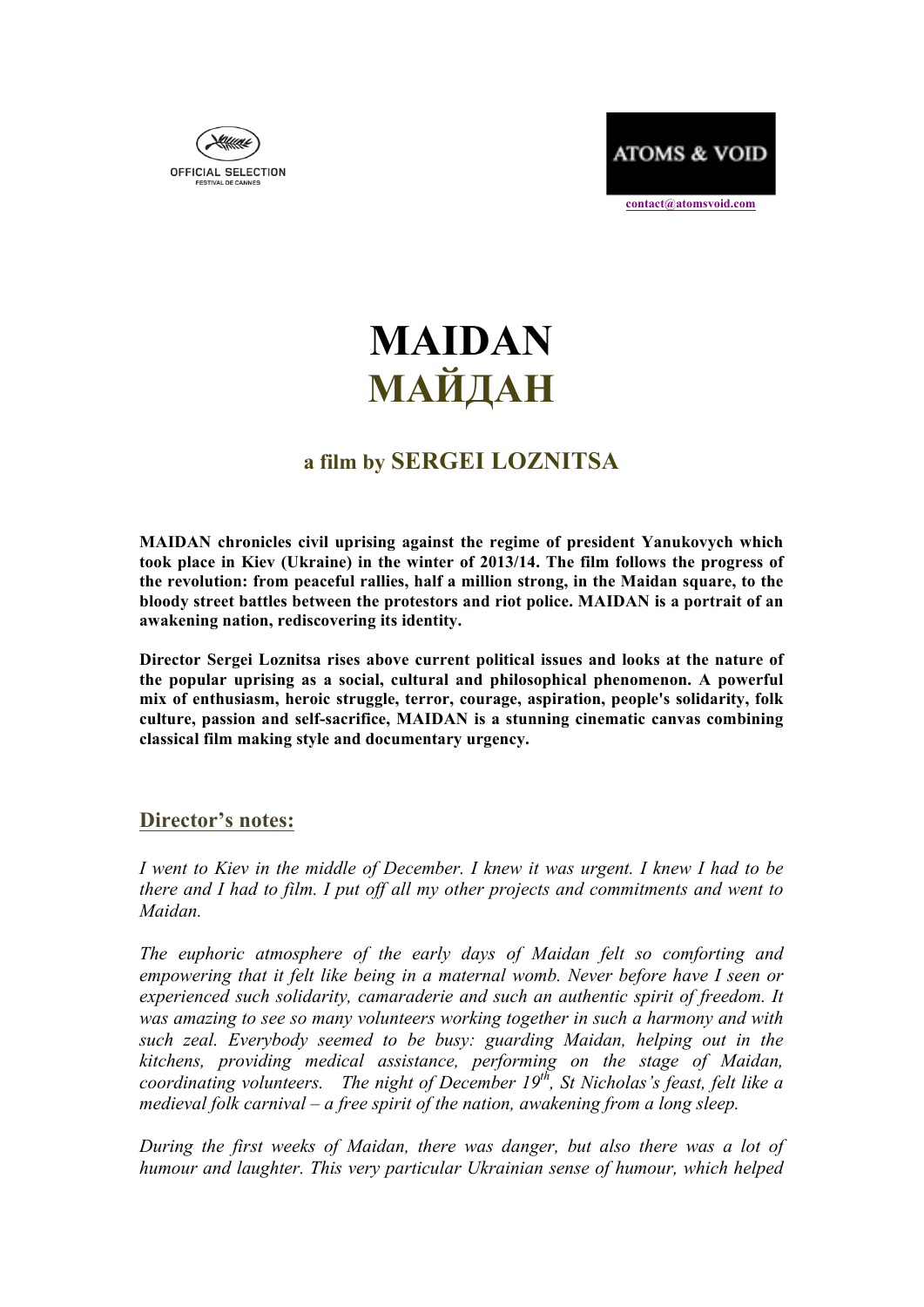OFFICIAL SELECTION
FESTIVAL DE CANNES

ATOMS & VOID

contact@atomsvoid.com

# MAIDAN
# МАЙДАН

## a film by SERGEI LOZNITSA

**MAIDAN chronicles civil uprising against the regime of president Yanukovych which took place in Kiev (Ukraine) in the winter of 2013/14. The film follows the progress of the revolution: from peaceful rallies, half a million strong, in the Maidan square, to the bloody street battles between the protestors and riot police. MAIDAN is a portrait of an awakening nation, rediscovering its identity.**

**Director Sergei Loznitsa rises above current political issues and looks at the nature of the popular uprising as a social, cultural and philosophical phenomenon. A powerful mix of enthusiasm, heroic struggle, terror, courage, aspiration, people's solidarity, folk culture, passion and self-sacrifice, MAIDAN is a stunning cinematic canvas combining classical film making style and documentary urgency.**

### Director's notes:

*I went to Kiev in the middle of December. I knew it was urgent. I knew I had to be there and I had to film. I put off all my other projects and commitments and went to Maidan.*

*The euphoric atmosphere of the early days of Maidan felt so comforting and empowering that it felt like being in a maternal womb. Never before have I seen or experienced such solidarity, camaraderie and such an authentic spirit of freedom. It was amazing to see so many volunteers working together in such a harmony and with such zeal. Everybody seemed to be busy: guarding Maidan, helping out in the kitchens, providing medical assistance, performing on the stage of Maidan, coordinating volunteers. The night of December 19th, St Nicholas's feast, felt like a medieval folk carnival – a free spirit of the nation, awakening from a long sleep.*

*During the first weeks of Maidan, there was danger, but also there was a lot of humour and laughter. This very particular Ukrainian sense of humour, which helped*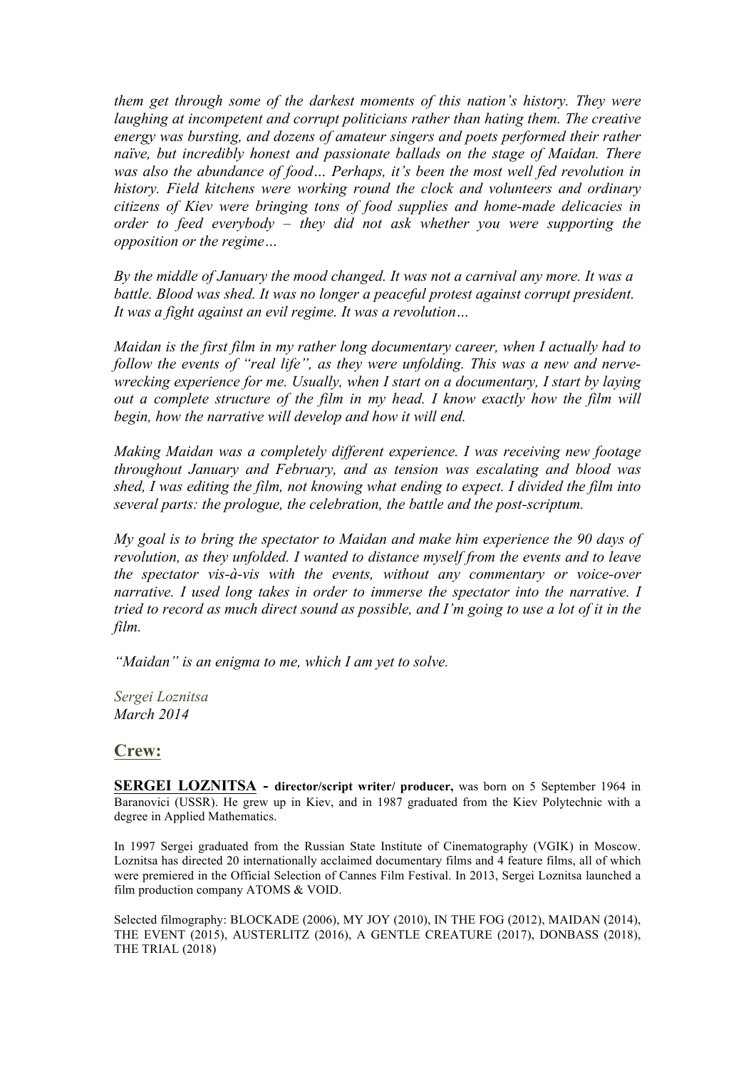*them get through some of the darkest moments of this nation's history. They were laughing at incompetent and corrupt politicians rather than hating them. The creative energy was bursting, and dozens of amateur singers and poets performed their rather naïve, but incredibly honest and passionate ballads on the stage of Maidan. There was also the abundance of food… Perhaps, it's been the most well fed revolution in history. Field kitchens were working round the clock and volunteers and ordinary citizens of Kiev were bringing tons of food supplies and home-made delicacies in order to feed everybody – they did not ask whether you were supporting the opposition or the regime…*

*By the middle of January the mood changed. It was not a carnival any more. It was a battle. Blood was shed. It was no longer a peaceful protest against corrupt president. It was a fight against an evil regime. It was a revolution…*

*Maidan is the first film in my rather long documentary career, when I actually had to follow the events of "real life", as they were unfolding. This was a new and nerve-wrecking experience for me. Usually, when I start on a documentary, I start by laying out a complete structure of the film in my head. I know exactly how the film will begin, how the narrative will develop and how it will end.*

*Making Maidan was a completely different experience. I was receiving new footage throughout January and February, and as tension was escalating and blood was shed, I was editing the film, not knowing what ending to expect. I divided the film into several parts: the prologue, the celebration, the battle and the post-scriptum.*

*My goal is to bring the spectator to Maidan and make him experience the 90 days of revolution, as they unfolded. I wanted to distance myself from the events and to leave the spectator vis-à-vis with the events, without any commentary or voice-over narrative. I used long takes in order to immerse the spectator into the narrative. I tried to record as much direct sound as possible, and I'm going to use a lot of it in the film.*

*"Maidan" is an enigma to me, which I am yet to solve.*

*Sergei Loznitsa*
*March 2014*

## Crew:

**SERGEI LOZNITSA - director/script writer/ producer,** was born on 5 September 1964 in Baranovici (USSR). He grew up in Kiev, and in 1987 graduated from the Kiev Polytechnic with a degree in Applied Mathematics.

In 1997 Sergei graduated from the Russian State Institute of Cinematography (VGIK) in Moscow. Loznitsa has directed 20 internationally acclaimed documentary films and 4 feature films, all of which were premiered in the Official Selection of Cannes Film Festival. In 2013, Sergei Loznitsa launched a film production company ATOMS & VOID.

Selected filmography: BLOCKADE (2006), MY JOY (2010), IN THE FOG (2012), MAIDAN (2014), THE EVENT (2015), AUSTERLITZ (2016), A GENTLE CREATURE (2017), DONBASS (2018), THE TRIAL (2018)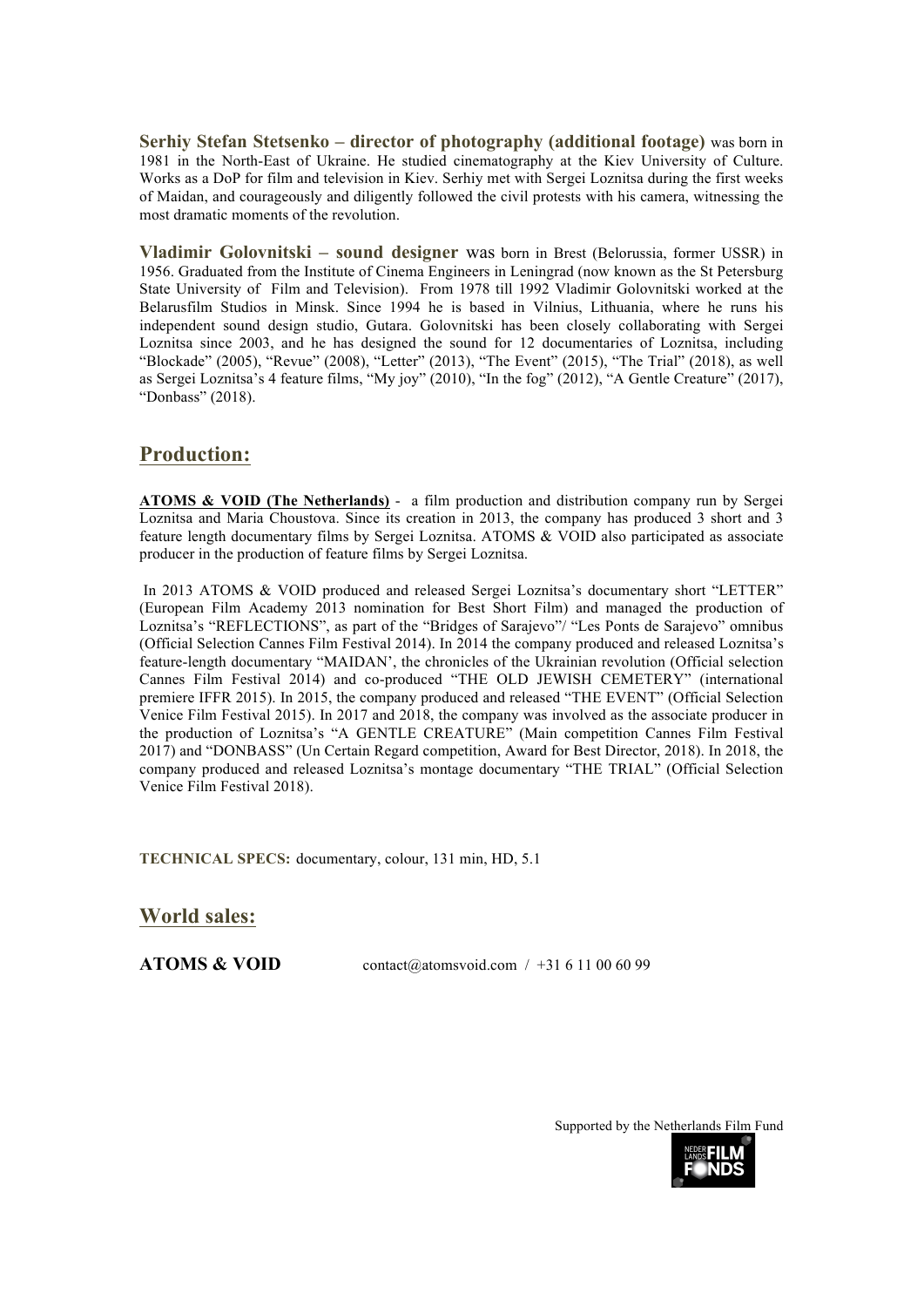**Serhiy Stefan Stetsenko – director of photography (additional footage)** was born in 1981 in the North-East of Ukraine. He studied cinematography at the Kiev University of Culture. Works as a DoP for film and television in Kiev. Serhiy met with Sergei Loznitsa during the first weeks of Maidan, and courageously and diligently followed the civil protests with his camera, witnessing the most dramatic moments of the revolution.

**Vladimir Golovnitski – sound designer** was born in Brest (Belorussia, former USSR) in 1956. Graduated from the Institute of Cinema Engineers in Leningrad (now known as the St Petersburg State University of Film and Television). From 1978 till 1992 Vladimir Golovnitski worked at the Belarusfilm Studios in Minsk. Since 1994 he is based in Vilnius, Lithuania, where he runs his independent sound design studio, Gutara. Golovnitski has been closely collaborating with Sergei Loznitsa since 2003, and he has designed the sound for 12 documentaries of Loznitsa, including "Blockade" (2005), "Revue" (2008), "Letter" (2013), "The Event" (2015), "The Trial" (2018), as well as Sergei Loznitsa's 4 feature films, "My joy" (2010), "In the fog" (2012), "A Gentle Creature" (2017), "Donbass" (2018).

## Production:

**ATOMS & VOID (The Netherlands)** - a film production and distribution company run by Sergei Loznitsa and Maria Choustova. Since its creation in 2013, the company has produced 3 short and 3 feature length documentary films by Sergei Loznitsa. ATOMS & VOID also participated as associate producer in the production of feature films by Sergei Loznitsa.

In 2013 ATOMS & VOID produced and released Sergei Loznitsa's documentary short "LETTER" (European Film Academy 2013 nomination for Best Short Film) and managed the production of Loznitsa's "REFLECTIONS", as part of the "Bridges of Sarajevo"/ "Les Ponts de Sarajevo" omnibus (Official Selection Cannes Film Festival 2014). In 2014 the company produced and released Loznitsa's feature-length documentary "MAIDAN', the chronicles of the Ukrainian revolution (Official selection Cannes Film Festival 2014) and co-produced "THE OLD JEWISH CEMETERY" (international premiere IFFR 2015). In 2015, the company produced and released "THE EVENT" (Official Selection Venice Film Festival 2015). In 2017 and 2018, the company was involved as the associate producer in the production of Loznitsa's "A GENTLE CREATURE" (Main competition Cannes Film Festival 2017) and "DONBASS" (Un Certain Regard competition, Award for Best Director, 2018). In 2018, the company produced and released Loznitsa's montage documentary "THE TRIAL" (Official Selection Venice Film Festival 2018).

**TECHNICAL SPECS:** documentary, colour, 131 min, HD, 5.1

## World sales:

**ATOMS & VOID** contact@atomsvoid.com / +31 6 11 00 60 99

Supported by the Netherlands Film Fund